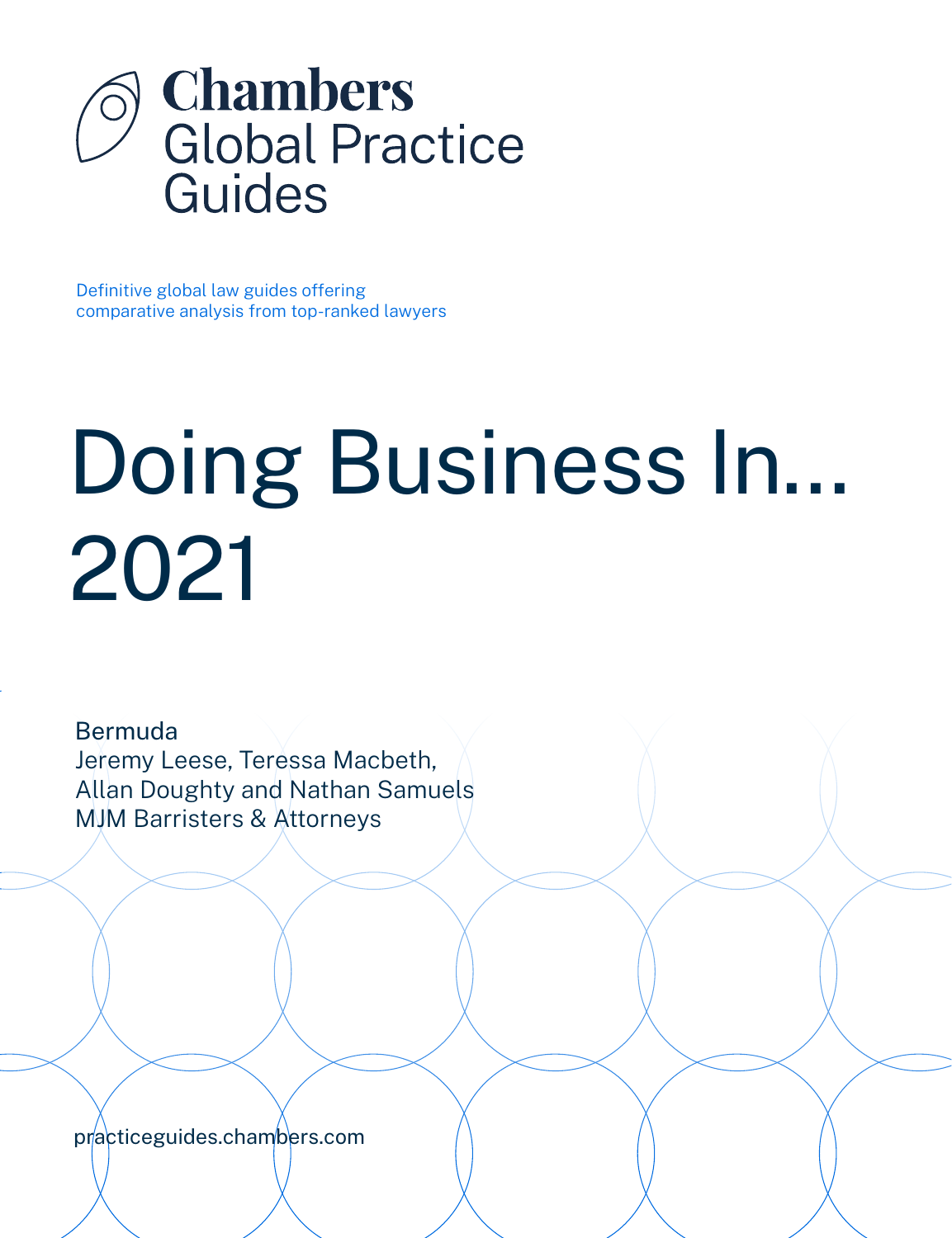# Chambers Global Practice Guides

Definitive global law guides offering comparative analysis from top-ranked lawyers

# Doing Business In... 2021

Bermuda

Jeremy Leese, Teressa Macbeth, Allan Doughty and Nathan Samuels

MJM Barristers & Attorneys

practiceguides.chambers.com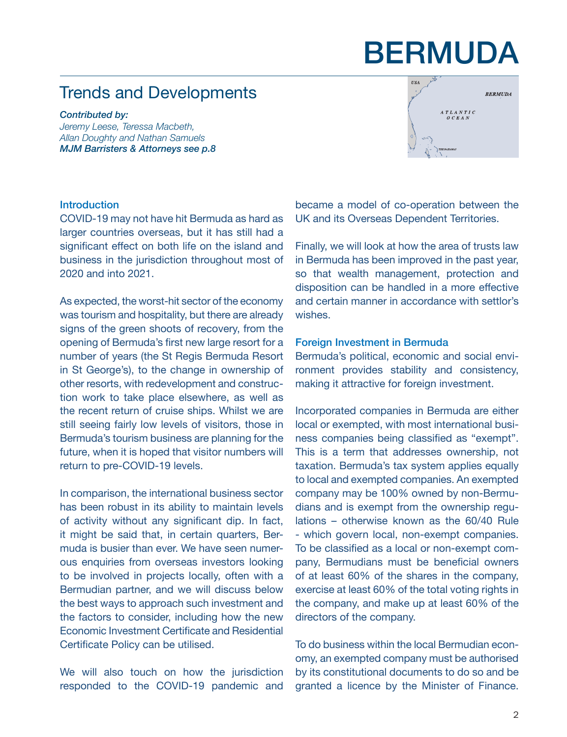# BERMUDA

## Trends and Developments

***Contributed by:***
*Jeremy Leese, Teressa Macbeth, Allan Doughty and Nathan Samuels*
***MJM Barristers & Attorneys see p.8***

### Introduction

COVID-19 may not have hit Bermuda as hard as larger countries overseas, but it has still had a significant effect on both life on the island and business in the jurisdiction throughout most of 2020 and into 2021.

As expected, the worst-hit sector of the economy was tourism and hospitality, but there are already signs of the green shoots of recovery, from the opening of Bermuda's first new large resort for a number of years (the St Regis Bermuda Resort in St George's), to the change in ownership of other resorts, with redevelopment and construction work to take place elsewhere, as well as the recent return of cruise ships. Whilst we are still seeing fairly low levels of visitors, those in Bermuda's tourism business are planning for the future, when it is hoped that visitor numbers will return to pre-COVID-19 levels.

In comparison, the international business sector has been robust in its ability to maintain levels of activity without any significant dip. In fact, it might be said that, in certain quarters, Bermuda is busier than ever. We have seen numerous enquiries from overseas investors looking to be involved in projects locally, often with a Bermudian partner, and we will discuss below the best ways to approach such investment and the factors to consider, including how the new Economic Investment Certificate and Residential Certificate Policy can be utilised.

We will also touch on how the jurisdiction responded to the COVID-19 pandemic and became a model of co-operation between the UK and its Overseas Dependent Territories.

Finally, we will look at how the area of trusts law in Bermuda has been improved in the past year, so that wealth management, protection and disposition can be handled in a more effective and certain manner in accordance with settlor's wishes.

### Foreign Investment in Bermuda

Bermuda's political, economic and social environment provides stability and consistency, making it attractive for foreign investment.

Incorporated companies in Bermuda are either local or exempted, with most international business companies being classified as "exempt". This is a term that addresses ownership, not taxation. Bermuda's tax system applies equally to local and exempted companies. An exempted company may be 100% owned by non-Bermudians and is exempt from the ownership regulations – otherwise known as the 60/40 Rule - which govern local, non-exempt companies. To be classified as a local or non-exempt company, Bermudians must be beneficial owners of at least 60% of the shares in the company, exercise at least 60% of the total voting rights in the company, and make up at least 60% of the directors of the company.

To do business within the local Bermudian economy, an exempted company must be authorised by its constitutional documents to do so and be granted a licence by the Minister of Finance.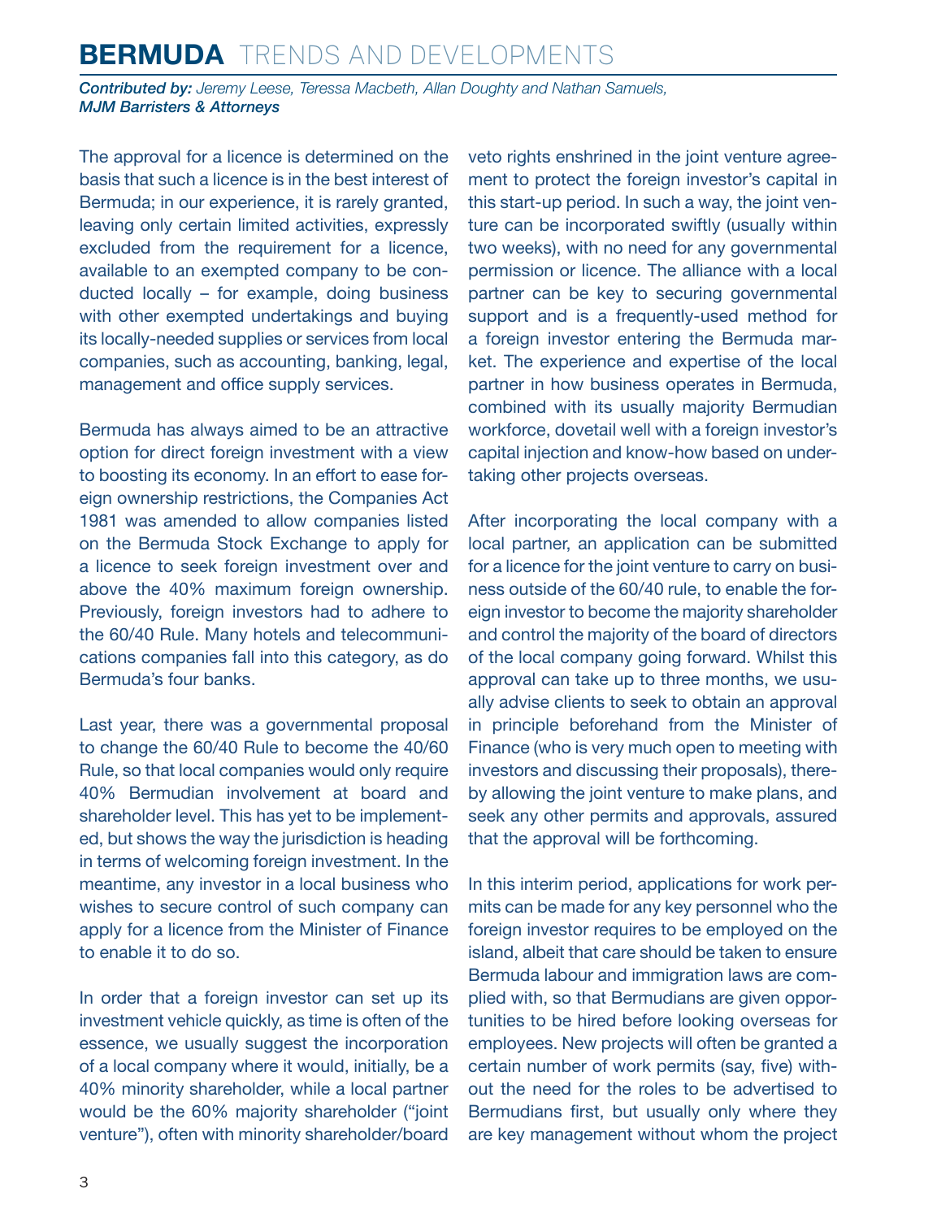The approval for a licence is determined on the basis that such a licence is in the best interest of Bermuda; in our experience, it is rarely granted, leaving only certain limited activities, expressly excluded from the requirement for a licence, available to an exempted company to be conducted locally – for example, doing business with other exempted undertakings and buying its locally-needed supplies or services from local companies, such as accounting, banking, legal, management and office supply services.

Bermuda has always aimed to be an attractive option for direct foreign investment with a view to boosting its economy. In an effort to ease foreign ownership restrictions, the Companies Act 1981 was amended to allow companies listed on the Bermuda Stock Exchange to apply for a licence to seek foreign investment over and above the 40% maximum foreign ownership. Previously, foreign investors had to adhere to the 60/40 Rule. Many hotels and telecommunications companies fall into this category, as do Bermuda's four banks.

Last year, there was a governmental proposal to change the 60/40 Rule to become the 40/60 Rule, so that local companies would only require 40% Bermudian involvement at board and shareholder level. This has yet to be implemented, but shows the way the jurisdiction is heading in terms of welcoming foreign investment. In the meantime, any investor in a local business who wishes to secure control of such company can apply for a licence from the Minister of Finance to enable it to do so.

In order that a foreign investor can set up its investment vehicle quickly, as time is often of the essence, we usually suggest the incorporation of a local company where it would, initially, be a 40% minority shareholder, while a local partner would be the 60% majority shareholder ("joint venture"), often with minority shareholder/board veto rights enshrined in the joint venture agreement to protect the foreign investor's capital in this start-up period. In such a way, the joint venture can be incorporated swiftly (usually within two weeks), with no need for any governmental permission or licence. The alliance with a local partner can be key to securing governmental support and is a frequently-used method for a foreign investor entering the Bermuda market. The experience and expertise of the local partner in how business operates in Bermuda, combined with its usually majority Bermudian workforce, dovetail well with a foreign investor's capital injection and know-how based on undertaking other projects overseas.

After incorporating the local company with a local partner, an application can be submitted for a licence for the joint venture to carry on business outside of the 60/40 rule, to enable the foreign investor to become the majority shareholder and control the majority of the board of directors of the local company going forward. Whilst this approval can take up to three months, we usually advise clients to seek to obtain an approval in principle beforehand from the Minister of Finance (who is very much open to meeting with investors and discussing their proposals), thereby allowing the joint venture to make plans, and seek any other permits and approvals, assured that the approval will be forthcoming.

In this interim period, applications for work permits can be made for any key personnel who the foreign investor requires to be employed on the island, albeit that care should be taken to ensure Bermuda labour and immigration laws are complied with, so that Bermudians are given opportunities to be hired before looking overseas for employees. New projects will often be granted a certain number of work permits (say, five) without the need for the roles to be advertised to Bermudians first, but usually only where they are key management without whom the project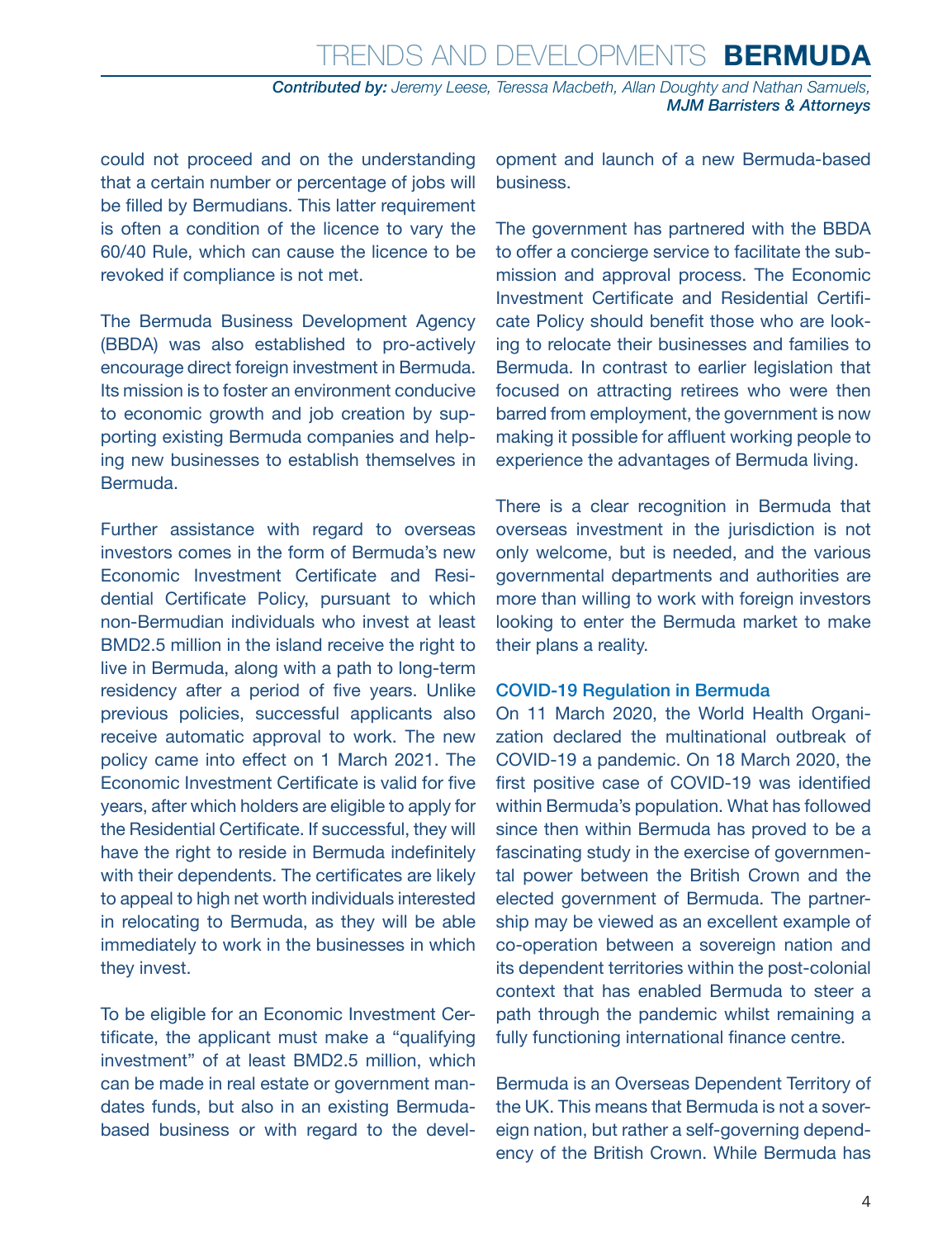could not proceed and on the understanding that a certain number or percentage of jobs will be filled by Bermudians. This latter requirement is often a condition of the licence to vary the 60/40 Rule, which can cause the licence to be revoked if compliance is not met.

The Bermuda Business Development Agency (BBDA) was also established to pro-actively encourage direct foreign investment in Bermuda. Its mission is to foster an environment conducive to economic growth and job creation by supporting existing Bermuda companies and helping new businesses to establish themselves in Bermuda.

Further assistance with regard to overseas investors comes in the form of Bermuda's new Economic Investment Certificate and Residential Certificate Policy, pursuant to which non-Bermudian individuals who invest at least BMD2.5 million in the island receive the right to live in Bermuda, along with a path to long-term residency after a period of five years. Unlike previous policies, successful applicants also receive automatic approval to work. The new policy came into effect on 1 March 2021. The Economic Investment Certificate is valid for five years, after which holders are eligible to apply for the Residential Certificate. If successful, they will have the right to reside in Bermuda indefinitely with their dependents. The certificates are likely to appeal to high net worth individuals interested in relocating to Bermuda, as they will be able immediately to work in the businesses in which they invest.

To be eligible for an Economic Investment Certificate, the applicant must make a "qualifying investment" of at least BMD2.5 million, which can be made in real estate or government mandates funds, but also in an existing Bermuda-based business or with regard to the development and launch of a new Bermuda-based business.

The government has partnered with the BBDA to offer a concierge service to facilitate the submission and approval process. The Economic Investment Certificate and Residential Certificate Policy should benefit those who are looking to relocate their businesses and families to Bermuda. In contrast to earlier legislation that focused on attracting retirees who were then barred from employment, the government is now making it possible for affluent working people to experience the advantages of Bermuda living.

There is a clear recognition in Bermuda that overseas investment in the jurisdiction is not only welcome, but is needed, and the various governmental departments and authorities are more than willing to work with foreign investors looking to enter the Bermuda market to make their plans a reality.

## COVID-19 Regulation in Bermuda

On 11 March 2020, the World Health Organization declared the multinational outbreak of COVID-19 a pandemic. On 18 March 2020, the first positive case of COVID-19 was identified within Bermuda's population. What has followed since then within Bermuda has proved to be a fascinating study in the exercise of governmental power between the British Crown and the elected government of Bermuda. The partnership may be viewed as an excellent example of co-operation between a sovereign nation and its dependent territories within the post-colonial context that has enabled Bermuda to steer a path through the pandemic whilst remaining a fully functioning international finance centre.

Bermuda is an Overseas Dependent Territory of the UK. This means that Bermuda is not a sovereign nation, but rather a self-governing dependency of the British Crown. While Bermuda has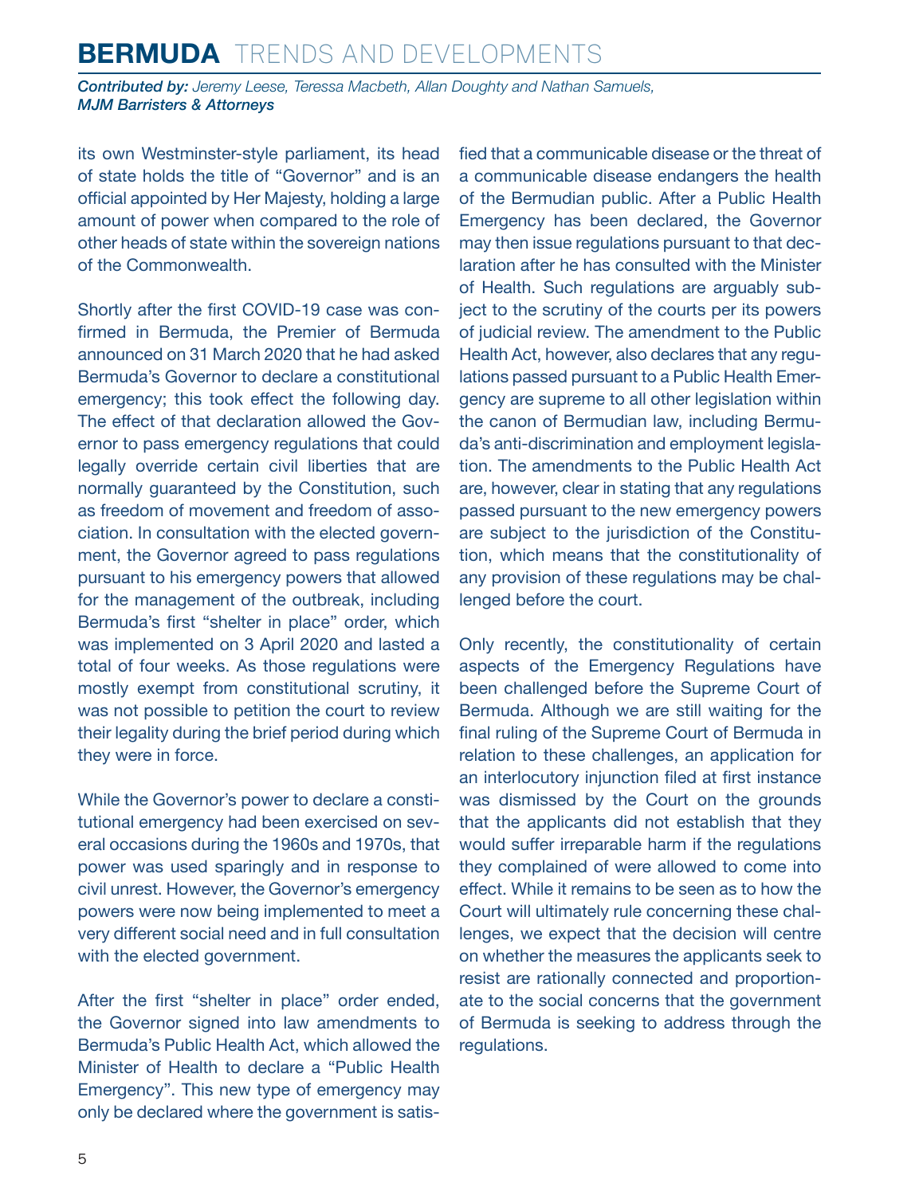its own Westminster-style parliament, its head of state holds the title of "Governor" and is an official appointed by Her Majesty, holding a large amount of power when compared to the role of other heads of state within the sovereign nations of the Commonwealth.

Shortly after the first COVID-19 case was confirmed in Bermuda, the Premier of Bermuda announced on 31 March 2020 that he had asked Bermuda's Governor to declare a constitutional emergency; this took effect the following day. The effect of that declaration allowed the Governor to pass emergency regulations that could legally override certain civil liberties that are normally guaranteed by the Constitution, such as freedom of movement and freedom of association. In consultation with the elected government, the Governor agreed to pass regulations pursuant to his emergency powers that allowed for the management of the outbreak, including Bermuda's first "shelter in place" order, which was implemented on 3 April 2020 and lasted a total of four weeks. As those regulations were mostly exempt from constitutional scrutiny, it was not possible to petition the court to review their legality during the brief period during which they were in force.

While the Governor's power to declare a constitutional emergency had been exercised on several occasions during the 1960s and 1970s, that power was used sparingly and in response to civil unrest. However, the Governor's emergency powers were now being implemented to meet a very different social need and in full consultation with the elected government.

After the first "shelter in place" order ended, the Governor signed into law amendments to Bermuda's Public Health Act, which allowed the Minister of Health to declare a "Public Health Emergency". This new type of emergency may only be declared where the government is satisfied that a communicable disease or the threat of a communicable disease endangers the health of the Bermudian public. After a Public Health Emergency has been declared, the Governor may then issue regulations pursuant to that declaration after he has consulted with the Minister of Health. Such regulations are arguably subject to the scrutiny of the courts per its powers of judicial review. The amendment to the Public Health Act, however, also declares that any regulations passed pursuant to a Public Health Emergency are supreme to all other legislation within the canon of Bermudian law, including Bermuda's anti-discrimination and employment legislation. The amendments to the Public Health Act are, however, clear in stating that any regulations passed pursuant to the new emergency powers are subject to the jurisdiction of the Constitution, which means that the constitutionality of any provision of these regulations may be challenged before the court.

Only recently, the constitutionality of certain aspects of the Emergency Regulations have been challenged before the Supreme Court of Bermuda. Although we are still waiting for the final ruling of the Supreme Court of Bermuda in relation to these challenges, an application for an interlocutory injunction filed at first instance was dismissed by the Court on the grounds that the applicants did not establish that they would suffer irreparable harm if the regulations they complained of were allowed to come into effect. While it remains to be seen as to how the Court will ultimately rule concerning these challenges, we expect that the decision will centre on whether the measures the applicants seek to resist are rationally connected and proportionate to the social concerns that the government of Bermuda is seeking to address through the regulations.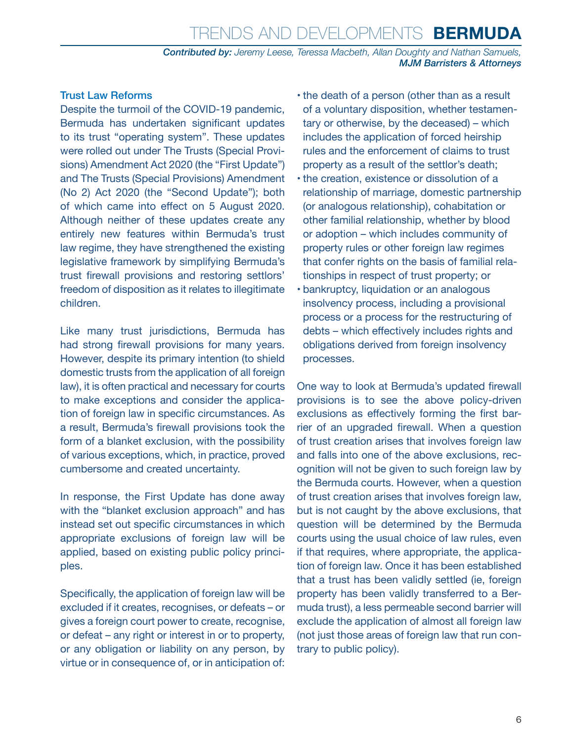## Trust Law Reforms

Despite the turmoil of the COVID-19 pandemic, Bermuda has undertaken significant updates to its trust "operating system". These updates were rolled out under The Trusts (Special Provisions) Amendment Act 2020 (the "First Update") and The Trusts (Special Provisions) Amendment (No 2) Act 2020 (the "Second Update"); both of which came into effect on 5 August 2020. Although neither of these updates create any entirely new features within Bermuda's trust law regime, they have strengthened the existing legislative framework by simplifying Bermuda's trust firewall provisions and restoring settlors' freedom of disposition as it relates to illegitimate children.

Like many trust jurisdictions, Bermuda has had strong firewall provisions for many years. However, despite its primary intention (to shield domestic trusts from the application of all foreign law), it is often practical and necessary for courts to make exceptions and consider the application of foreign law in specific circumstances. As a result, Bermuda's firewall provisions took the form of a blanket exclusion, with the possibility of various exceptions, which, in practice, proved cumbersome and created uncertainty.

In response, the First Update has done away with the "blanket exclusion approach" and has instead set out specific circumstances in which appropriate exclusions of foreign law will be applied, based on existing public policy principles.

Specifically, the application of foreign law will be excluded if it creates, recognises, or defeats – or gives a foreign court power to create, recognise, or defeat – any right or interest in or to property, or any obligation or liability on any person, by virtue or in consequence of, or in anticipation of:

- the death of a person (other than as a result of a voluntary disposition, whether testamentary or otherwise, by the deceased) – which includes the application of forced heirship rules and the enforcement of claims to trust property as a result of the settlor's death;
- the creation, existence or dissolution of a relationship of marriage, domestic partnership (or analogous relationship), cohabitation or other familial relationship, whether by blood or adoption – which includes community of property rules or other foreign law regimes that confer rights on the basis of familial relationships in respect of trust property; or
- bankruptcy, liquidation or an analogous insolvency process, including a provisional process or a process for the restructuring of debts – which effectively includes rights and obligations derived from foreign insolvency processes.

One way to look at Bermuda's updated firewall provisions is to see the above policy-driven exclusions as effectively forming the first barrier of an upgraded firewall. When a question of trust creation arises that involves foreign law and falls into one of the above exclusions, recognition will not be given to such foreign law by the Bermuda courts. However, when a question of trust creation arises that involves foreign law, but is not caught by the above exclusions, that question will be determined by the Bermuda courts using the usual choice of law rules, even if that requires, where appropriate, the application of foreign law. Once it has been established that a trust has been validly settled (ie, foreign property has been validly transferred to a Bermuda trust), a less permeable second barrier will exclude the application of almost all foreign law (not just those areas of foreign law that run contrary to public policy).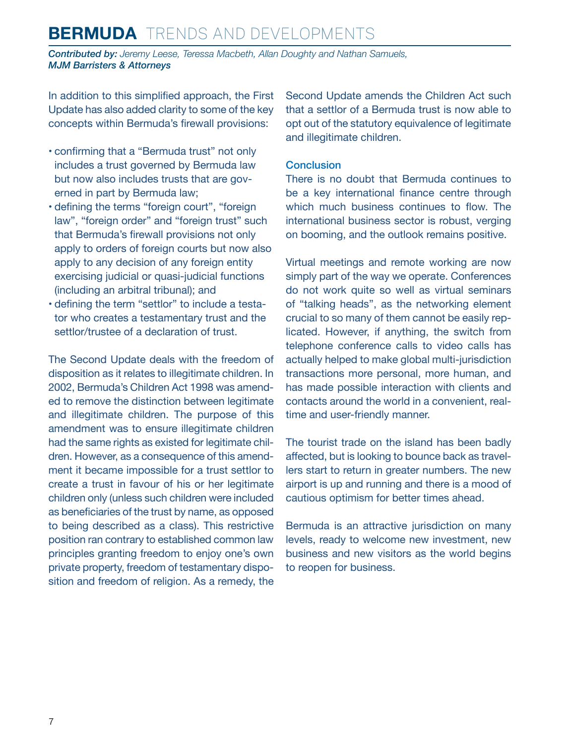In addition to this simplified approach, the First Update has also added clarity to some of the key concepts within Bermuda's firewall provisions:

- confirming that a "Bermuda trust" not only includes a trust governed by Bermuda law but now also includes trusts that are governed in part by Bermuda law;
- defining the terms "foreign court", "foreign law", "foreign order" and "foreign trust" such that Bermuda's firewall provisions not only apply to orders of foreign courts but now also apply to any decision of any foreign entity exercising judicial or quasi-judicial functions (including an arbitral tribunal); and
- defining the term "settlor" to include a testator who creates a testamentary trust and the settlor/trustee of a declaration of trust.

The Second Update deals with the freedom of disposition as it relates to illegitimate children. In 2002, Bermuda's Children Act 1998 was amended to remove the distinction between legitimate and illegitimate children. The purpose of this amendment was to ensure illegitimate children had the same rights as existed for legitimate children. However, as a consequence of this amendment it became impossible for a trust settlor to create a trust in favour of his or her legitimate children only (unless such children were included as beneficiaries of the trust by name, as opposed to being described as a class). This restrictive position ran contrary to established common law principles granting freedom to enjoy one's own private property, freedom of testamentary disposition and freedom of religion. As a remedy, the Second Update amends the Children Act such that a settlor of a Bermuda trust is now able to opt out of the statutory equivalence of legitimate and illegitimate children.

## Conclusion

There is no doubt that Bermuda continues to be a key international finance centre through which much business continues to flow. The international business sector is robust, verging on booming, and the outlook remains positive.

Virtual meetings and remote working are now simply part of the way we operate. Conferences do not work quite so well as virtual seminars of "talking heads", as the networking element crucial to so many of them cannot be easily replicated. However, if anything, the switch from telephone conference calls to video calls has actually helped to make global multi-jurisdiction transactions more personal, more human, and has made possible interaction with clients and contacts around the world in a convenient, real-time and user-friendly manner.

The tourist trade on the island has been badly affected, but is looking to bounce back as travellers start to return in greater numbers. The new airport is up and running and there is a mood of cautious optimism for better times ahead.

Bermuda is an attractive jurisdiction on many levels, ready to welcome new investment, new business and new visitors as the world begins to reopen for business.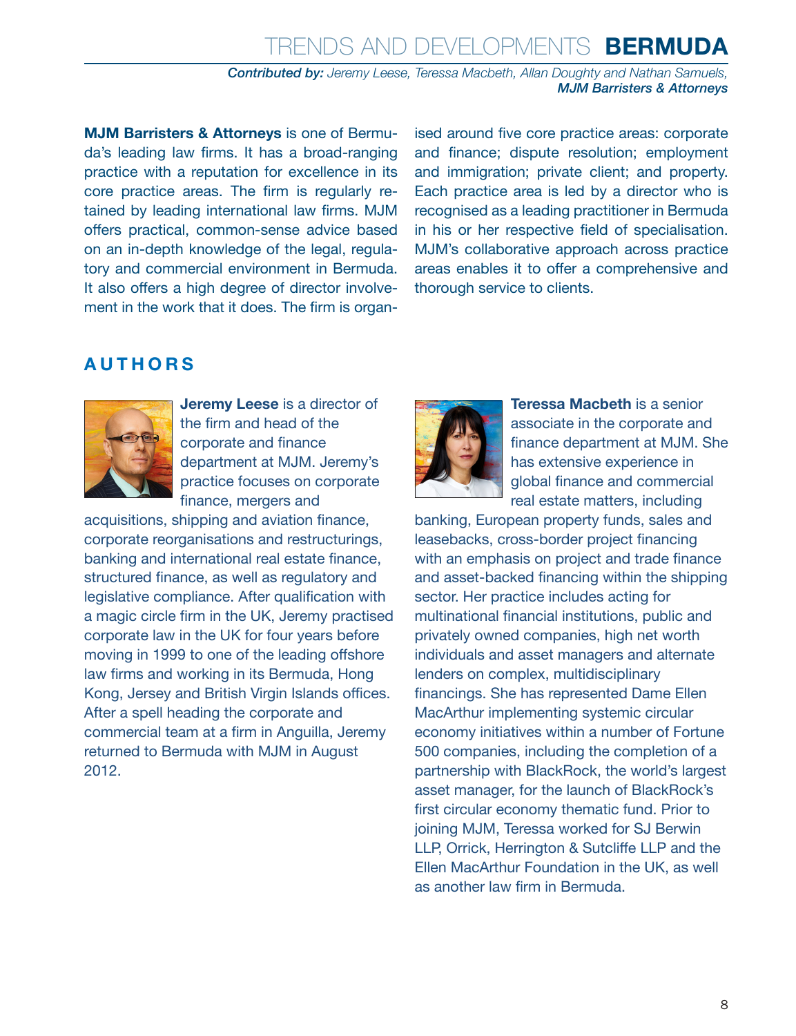**MJM Barristers & Attorneys** is one of Bermuda's leading law firms. It has a broad-ranging practice with a reputation for excellence in its core practice areas. The firm is regularly retained by leading international law firms. MJM offers practical, common-sense advice based on an in-depth knowledge of the legal, regulatory and commercial environment in Bermuda. It also offers a high degree of director involvement in the work that it does. The firm is organised around five core practice areas: corporate and finance; dispute resolution; employment and immigration; private client; and property. Each practice area is led by a director who is recognised as a leading practitioner in Bermuda in his or her respective field of specialisation. MJM's collaborative approach across practice areas enables it to offer a comprehensive and thorough service to clients.

## AUTHORS

**Jeremy Leese** is a director of the firm and head of the corporate and finance department at MJM. Jeremy's practice focuses on corporate finance, mergers and acquisitions, shipping and aviation finance, corporate reorganisations and restructurings, banking and international real estate finance, structured finance, as well as regulatory and legislative compliance. After qualification with a magic circle firm in the UK, Jeremy practised corporate law in the UK for four years before moving in 1999 to one of the leading offshore law firms and working in its Bermuda, Hong Kong, Jersey and British Virgin Islands offices. After a spell heading the corporate and commercial team at a firm in Anguilla, Jeremy returned to Bermuda with MJM in August 2012.

**Teressa Macbeth** is a senior associate in the corporate and finance department at MJM. She has extensive experience in global finance and commercial real estate matters, including banking, European property funds, sales and leasebacks, cross-border project financing with an emphasis on project and trade finance and asset-backed financing within the shipping sector. Her practice includes acting for multinational financial institutions, public and privately owned companies, high net worth individuals and asset managers and alternate lenders on complex, multidisciplinary financings. She has represented Dame Ellen MacArthur implementing systemic circular economy initiatives within a number of Fortune 500 companies, including the completion of a partnership with BlackRock, the world's largest asset manager, for the launch of BlackRock's first circular economy thematic fund. Prior to joining MJM, Teressa worked for SJ Berwin LLP, Orrick, Herrington & Sutcliffe LLP and the Ellen MacArthur Foundation in the UK, as well as another law firm in Bermuda.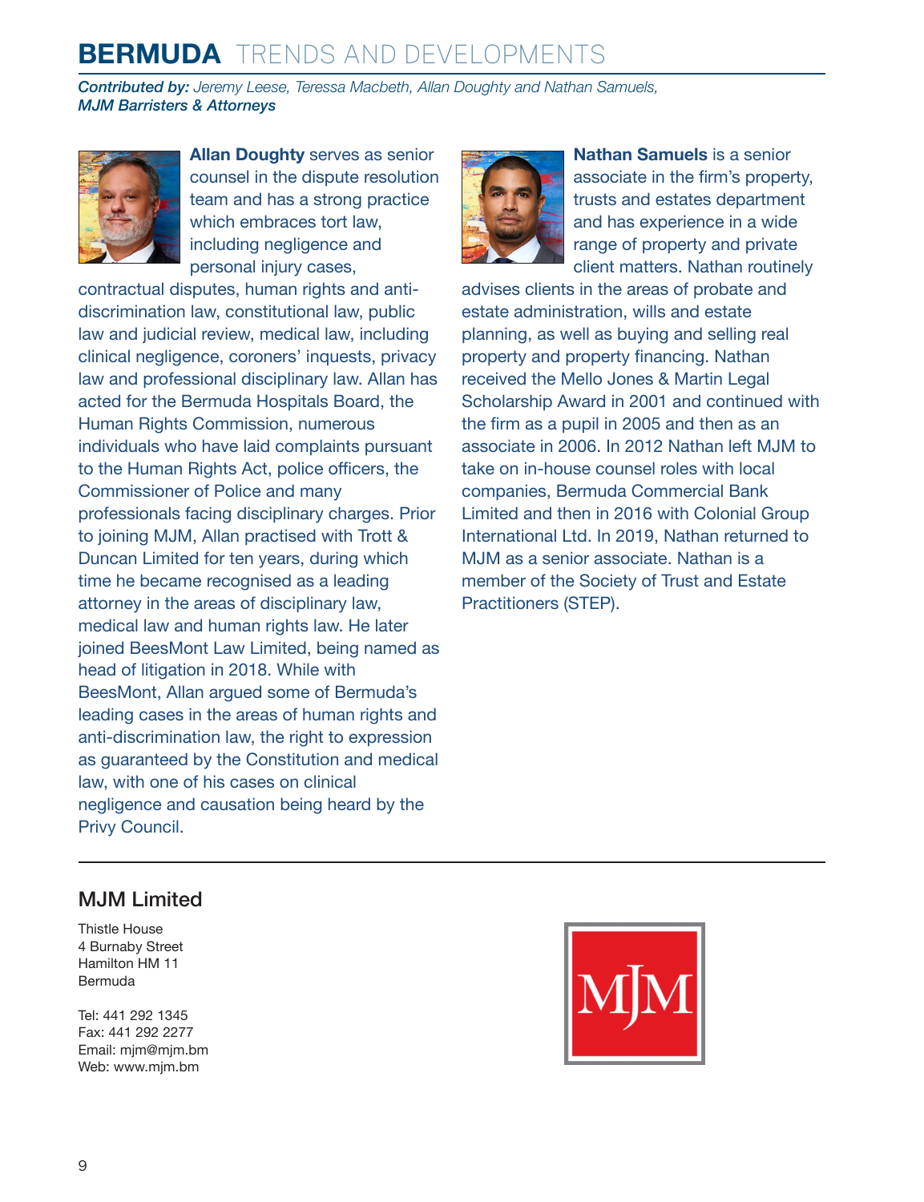**Allan Doughty** serves as senior counsel in the dispute resolution team and has a strong practice which embraces tort law, including negligence and personal injury cases, contractual disputes, human rights and anti-discrimination law, constitutional law, public law and judicial review, medical law, including clinical negligence, coroners' inquests, privacy law and professional disciplinary law. Allan has acted for the Bermuda Hospitals Board, the Human Rights Commission, numerous individuals who have laid complaints pursuant to the Human Rights Act, police officers, the Commissioner of Police and many professionals facing disciplinary charges. Prior to joining MJM, Allan practised with Trott & Duncan Limited for ten years, during which time he became recognised as a leading attorney in the areas of disciplinary law, medical law and human rights law. He later joined BeesMont Law Limited, being named as head of litigation in 2018. While with BeesMont, Allan argued some of Bermuda's leading cases in the areas of human rights and anti-discrimination law, the right to expression as guaranteed by the Constitution and medical law, with one of his cases on clinical negligence and causation being heard by the Privy Council.

**Nathan Samuels** is a senior associate in the firm's property, trusts and estates department and has experience in a wide range of property and private client matters. Nathan routinely advises clients in the areas of probate and estate administration, wills and estate planning, as well as buying and selling real property and property financing. Nathan received the Mello Jones & Martin Legal Scholarship Award in 2001 and continued with the firm as a pupil in 2005 and then as an associate in 2006. In 2012 Nathan left MJM to take on in-house counsel roles with local companies, Bermuda Commercial Bank Limited and then in 2016 with Colonial Group International Ltd. In 2019, Nathan returned to MJM as a senior associate. Nathan is a member of the Society of Trust and Estate Practitioners (STEP).

## MJM Limited

Thistle House
4 Burnaby Street
Hamilton HM 11
Bermuda

Tel: 441 292 1345
Fax: 441 292 2277
Email: mjm@mjm.bm
Web: www.mjm.bm